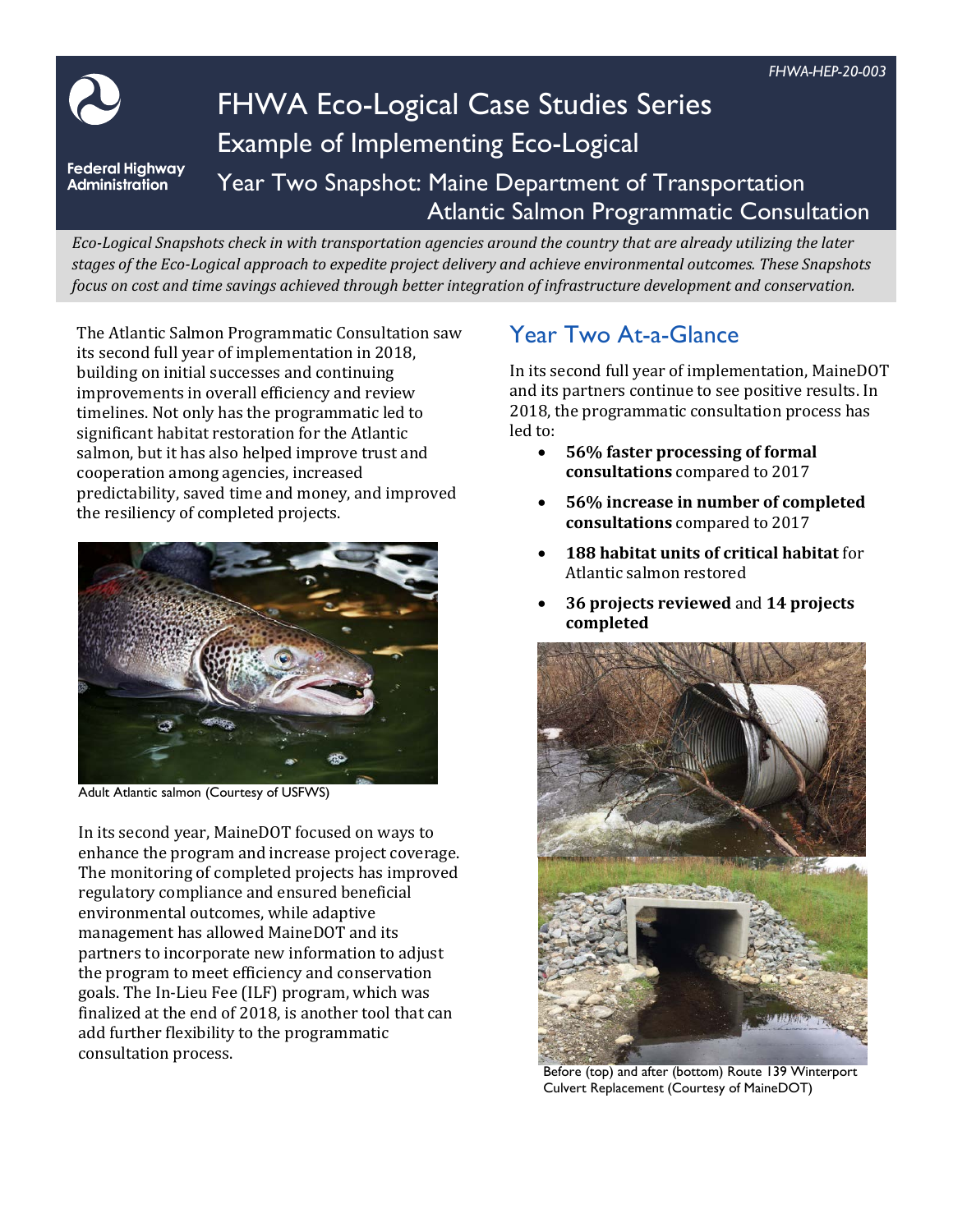FHWA-HEP-20-003

Federal Highway Administration

# FHWA Eco-Logical Case Studies Series

## Example of Implementing Eco-Logical

## Year Two Snapshot: Maine Department of Transportation Atlantic Salmon Programmatic Consultation

*Eco-Logical Snapshots check in with transportation agencies around the country that are already utilizing the later stages of the Eco-Logical approach to expedite project delivery and achieve environmental outcomes. These Snapshots focus on cost and time savings achieved through better integration of infrastructure development and conservation.*

The Atlantic Salmon Programmatic Consultation saw its second full year of implementation in 2018, building on initial successes and continuing improvements in overall efficiency and review timelines. Not only has the programmatic led to significant habitat restoration for the Atlantic salmon, but it has also helped improve trust and cooperation among agencies, increased predictability, saved time and money, and improved the resiliency of completed projects.

Adult Atlantic salmon (Courtesy of USFWS)

In its second year, MaineDOT focused on ways to enhance the program and increase project coverage. The monitoring of completed projects has improved regulatory compliance and ensured beneficial environmental outcomes, while adaptive management has allowed MaineDOT and its partners to incorporate new information to adjust the program to meet efficiency and conservation goals. The In-Lieu Fee (ILF) program, which was finalized at the end of 2018, is another tool that can add further flexibility to the programmatic consultation process.

## Year Two At-a-Glance

In its second full year of implementation, MaineDOT and its partners continue to see positive results. In 2018, the programmatic consultation process has led to:

- **56% faster processing of formal consultations** compared to 2017
- **56% increase in number of completed consultations** compared to 2017
- **188 habitat units of critical habitat** for Atlantic salmon restored
- **36 projects reviewed** and **14 projects completed**

Before (top) and after (bottom) Route 139 Winterport Culvert Replacement (Courtesy of MaineDOT)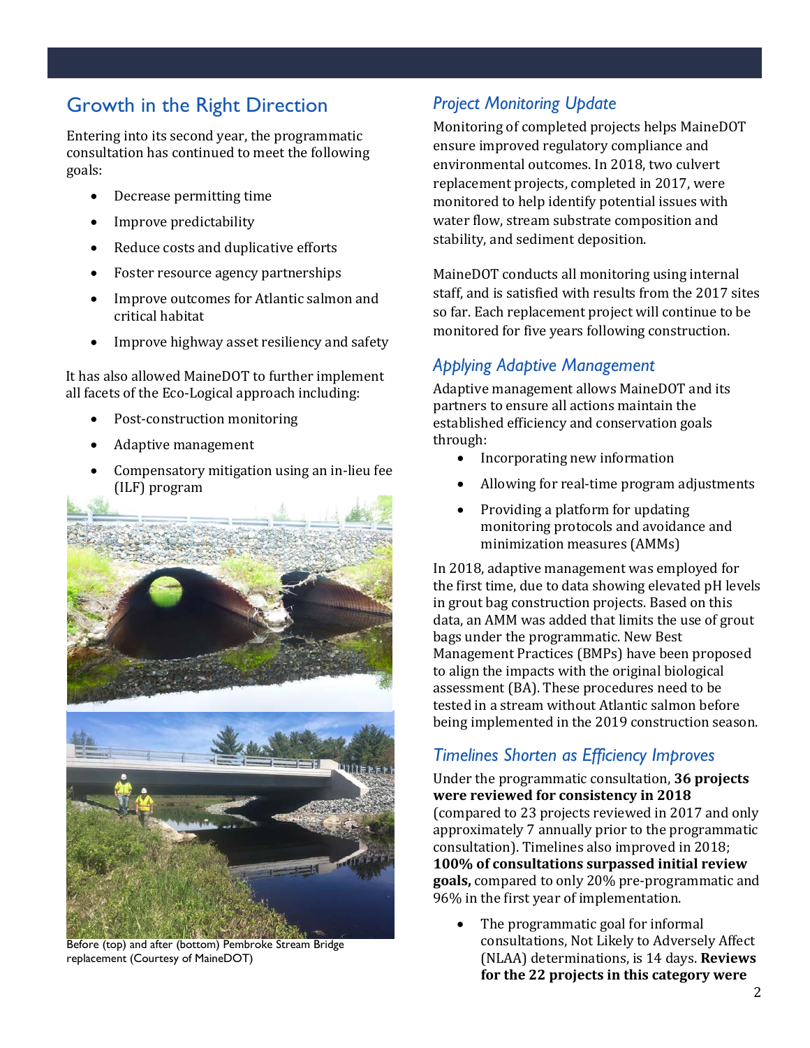## Growth in the Right Direction

Entering into its second year, the programmatic consultation has continued to meet the following goals:

- Decrease permitting time
- Improve predictability
- Reduce costs and duplicative efforts
- Foster resource agency partnerships
- Improve outcomes for Atlantic salmon and critical habitat
- Improve highway asset resiliency and safety

It has also allowed MaineDOT to further implement all facets of the Eco-Logical approach including:

- Post-construction monitoring
- Adaptive management
- Compensatory mitigation using an in-lieu fee (ILF) program

Before (top) and after (bottom) Pembroke Stream Bridge replacement (Courtesy of MaineDOT)

### *Project Monitoring Update*

Monitoring of completed projects helps MaineDOT ensure improved regulatory compliance and environmental outcomes. In 2018, two culvert replacement projects, completed in 2017, were monitored to help identify potential issues with water flow, stream substrate composition and stability, and sediment deposition.

MaineDOT conducts all monitoring using internal staff, and is satisfied with results from the 2017 sites so far. Each replacement project will continue to be monitored for five years following construction.

### *Applying Adaptive Management*

Adaptive management allows MaineDOT and its partners to ensure all actions maintain the established efficiency and conservation goals through:

- Incorporating new information
- Allowing for real-time program adjustments
- Providing a platform for updating monitoring protocols and avoidance and minimization measures (AMMs)

In 2018, adaptive management was employed for the first time, due to data showing elevated pH levels in grout bag construction projects. Based on this data, an AMM was added that limits the use of grout bags under the programmatic. New Best Management Practices (BMPs) have been proposed to align the impacts with the original biological assessment (BA). These procedures need to be tested in a stream without Atlantic salmon before being implemented in the 2019 construction season.

### *Timelines Shorten as Efficiency Improves*

Under the programmatic consultation, **36 projects were reviewed for consistency in 2018** (compared to 23 projects reviewed in 2017 and only approximately 7 annually prior to the programmatic consultation). Timelines also improved in 2018; **100% of consultations surpassed initial review goals,** compared to only 20% pre-programmatic and 96% in the first year of implementation.

- The programmatic goal for informal consultations, Not Likely to Adversely Affect (NLAA) determinations, is 14 days. **Reviews for the 22 projects in this category were**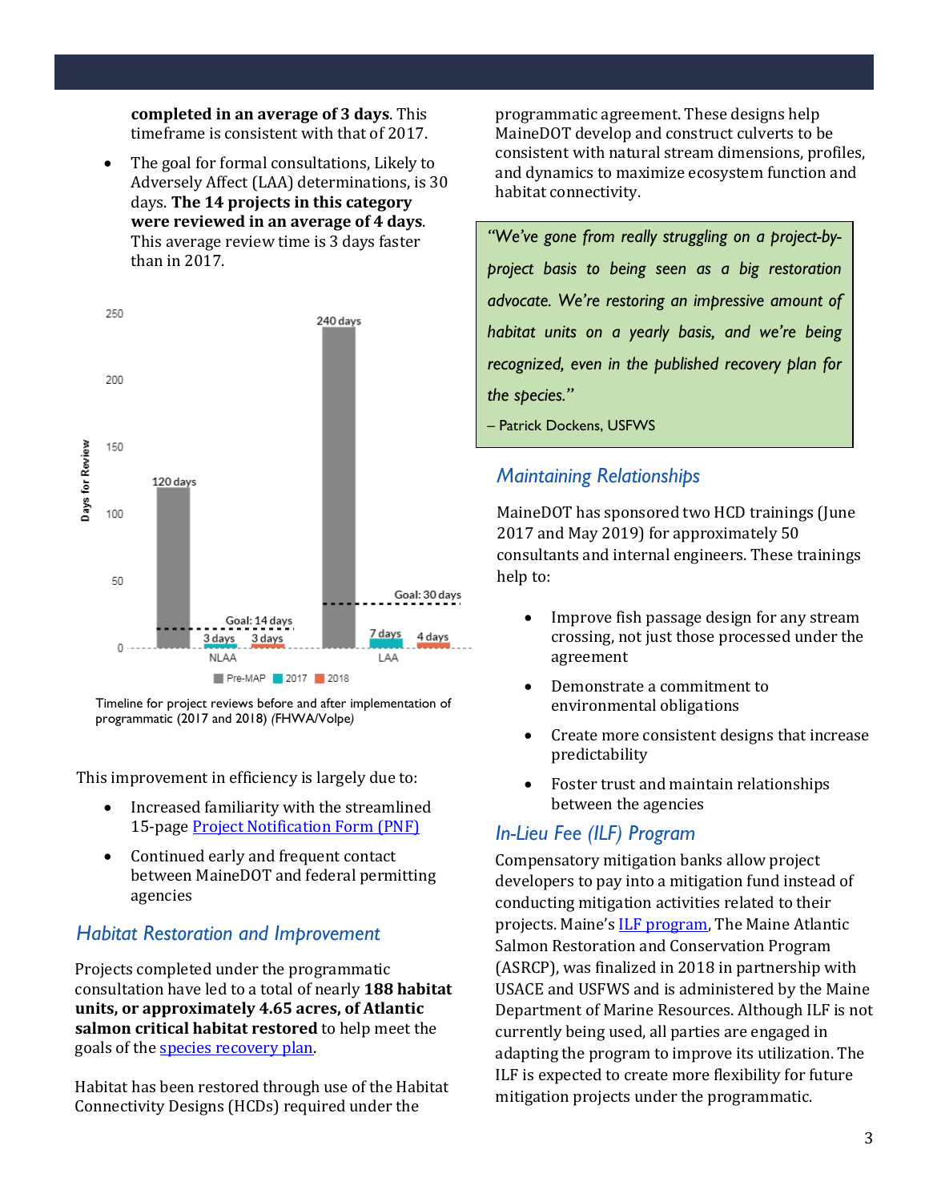**completed in an average of 3 days**. This timeframe is consistent with that of 2017.

- The goal for formal consultations, Likely to Adversely Affect (LAA) determinations, is 30 days. **The 14 projects in this category were reviewed in an average of 4 days**. This average review time is 3 days faster than in 2017.

Timeline for project reviews before and after implementation of programmatic (2017 and 2018) *(FHWA/Volpe)*

This improvement in efficiency is largely due to:

- Increased familiarity with the streamlined 15-page [Project Notification Form (PNF)]
- Continued early and frequent contact between MaineDOT and federal permitting agencies

## *Habitat Restoration and Improvement*

Projects completed under the programmatic consultation have led to a total of nearly **188 habitat units, or approximately 4.65 acres, of Atlantic salmon critical habitat restored** to help meet the goals of the species recovery plan.

Habitat has been restored through use of the Habitat Connectivity Designs (HCDs) required under the programmatic agreement. These designs help MaineDOT develop and construct culverts to be consistent with natural stream dimensions, profiles, and dynamics to maximize ecosystem function and habitat connectivity.

> *"We've gone from really struggling on a project-by-project basis to being seen as a big restoration advocate. We're restoring an impressive amount of habitat units on a yearly basis, and we're being recognized, even in the published recovery plan for the species."*
>
> – Patrick Dockens, USFWS

## *Maintaining Relationships*

MaineDOT has sponsored two HCD trainings (June 2017 and May 2019) for approximately 50 consultants and internal engineers. These trainings help to:

- Improve fish passage design for any stream crossing, not just those processed under the agreement
- Demonstrate a commitment to environmental obligations
- Create more consistent designs that increase predictability
- Foster trust and maintain relationships between the agencies

## *In-Lieu Fee (ILF) Program*

Compensatory mitigation banks allow project developers to pay into a mitigation fund instead of conducting mitigation activities related to their projects. Maine's ILF program, The Maine Atlantic Salmon Restoration and Conservation Program (ASRCP), was finalized in 2018 in partnership with USACE and USFWS and is administered by the Maine Department of Marine Resources. Although ILF is not currently being used, all parties are engaged in adapting the program to improve its utilization. The ILF is expected to create more flexibility for future mitigation projects under the programmatic.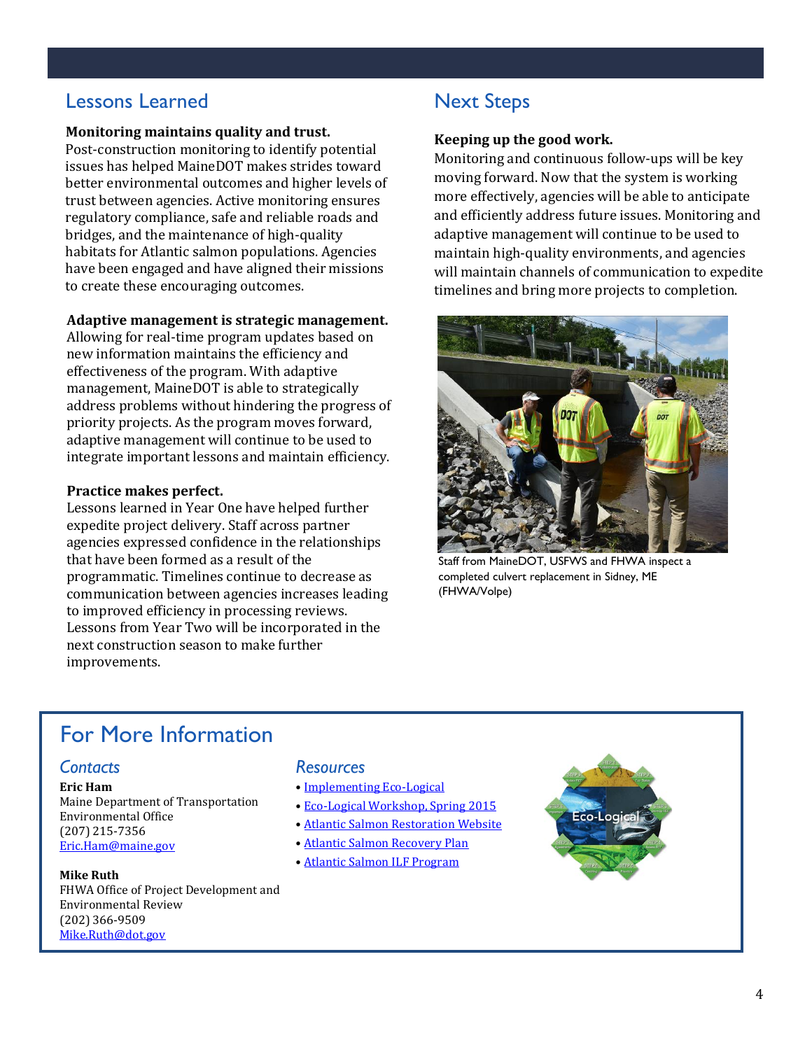## Lessons Learned

**Monitoring maintains quality and trust.**
Post-construction monitoring to identify potential issues has helped MaineDOT makes strides toward better environmental outcomes and higher levels of trust between agencies. Active monitoring ensures regulatory compliance, safe and reliable roads and bridges, and the maintenance of high-quality habitats for Atlantic salmon populations. Agencies have been engaged and have aligned their missions to create these encouraging outcomes.

**Adaptive management is strategic management.**
Allowing for real-time program updates based on new information maintains the efficiency and effectiveness of the program. With adaptive management, MaineDOT is able to strategically address problems without hindering the progress of priority projects. As the program moves forward, adaptive management will continue to be used to integrate important lessons and maintain efficiency.

**Practice makes perfect.**
Lessons learned in Year One have helped further expedite project delivery. Staff across partner agencies expressed confidence in the relationships that have been formed as a result of the programmatic. Timelines continue to decrease as communication between agencies increases leading to improved efficiency in processing reviews. Lessons from Year Two will be incorporated in the next construction season to make further improvements.

## Next Steps

**Keeping up the good work.**
Monitoring and continuous follow-ups will be key moving forward. Now that the system is working more effectively, agencies will be able to anticipate and efficiently address future issues. Monitoring and adaptive management will continue to be used to maintain high-quality environments, and agencies will maintain channels of communication to expedite timelines and bring more projects to completion.

Staff from MaineDOT, USFWS and FHWA inspect a completed culvert replacement in Sidney, ME (FHWA/Volpe)

## For More Information

### *Contacts*

**Eric Ham**
Maine Department of Transportation
Environmental Office
(207) 215-7356
Eric.Ham@maine.gov

**Mike Ruth**
FHWA Office of Project Development and Environmental Review
(202) 366-9509
Mike.Ruth@dot.gov

### *Resources*

- Implementing Eco-Logical
- Eco-Logical Workshop, Spring 2015
- Atlantic Salmon Restoration Website
- Atlantic Salmon Recovery Plan
- Atlantic Salmon ILF Program